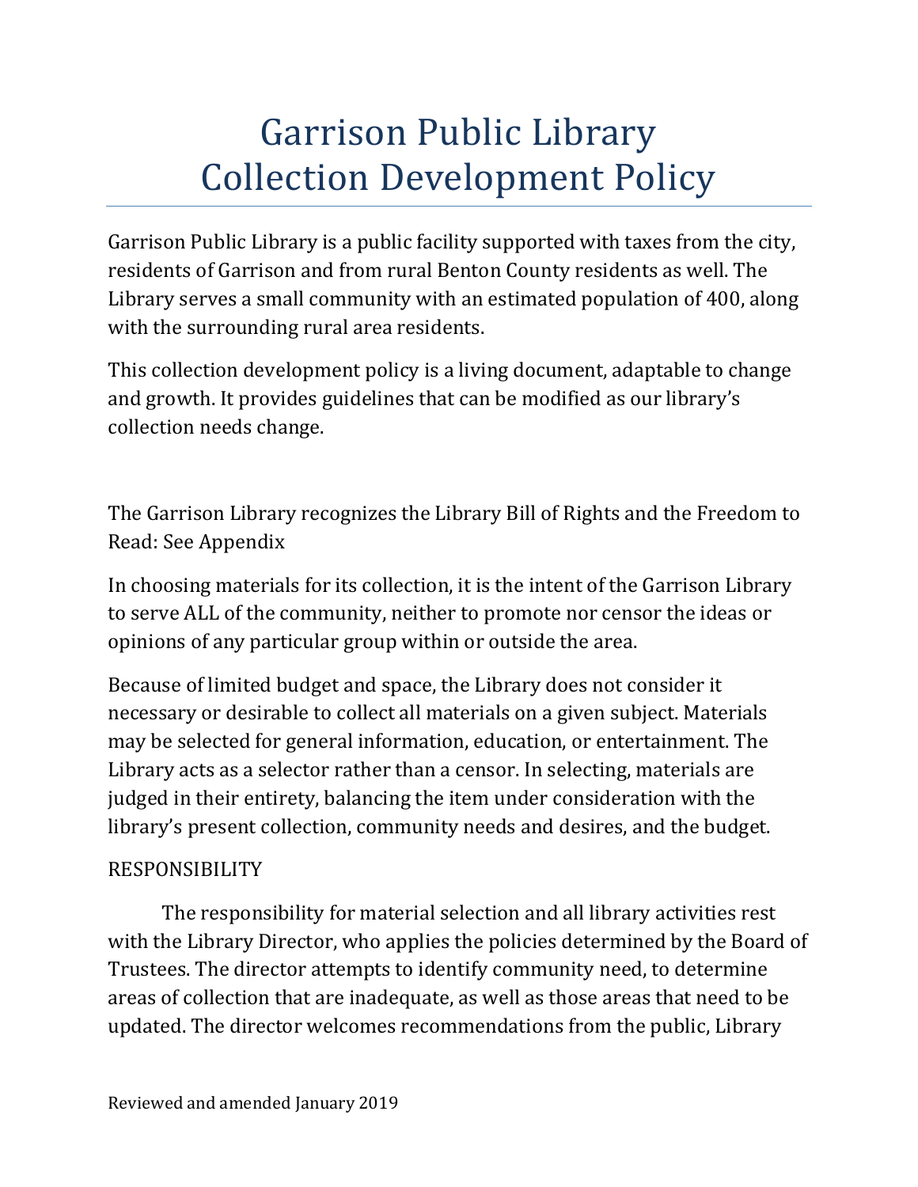# Garrison Public Library Collection Development Policy

Garrison Public Library is a public facility supported with taxes from the city, residents of Garrison and from rural Benton County residents as well. The Library serves a small community with an estimated population of 400, along with the surrounding rural area residents.

This collection development policy is a living document, adaptable to change and growth. It provides guidelines that can be modified as our library's collection needs change.

The Garrison Library recognizes the Library Bill of Rights and the Freedom to Read: See Appendix

In choosing materials for its collection, it is the intent of the Garrison Library to serve ALL of the community, neither to promote nor censor the ideas or opinions of any particular group within or outside the area.

Because of limited budget and space, the Library does not consider it necessary or desirable to collect all materials on a given subject. Materials may be selected for general information, education, or entertainment. The Library acts as a selector rather than a censor. In selecting, materials are judged in their entirety, balancing the item under consideration with the library's present collection, community needs and desires, and the budget.

RESPONSIBILITY

The responsibility for material selection and all library activities rest with the Library Director, who applies the policies determined by the Board of Trustees. The director attempts to identify community need, to determine areas of collection that are inadequate, as well as those areas that need to be updated. The director welcomes recommendations from the public, Library

Reviewed and amended January 2019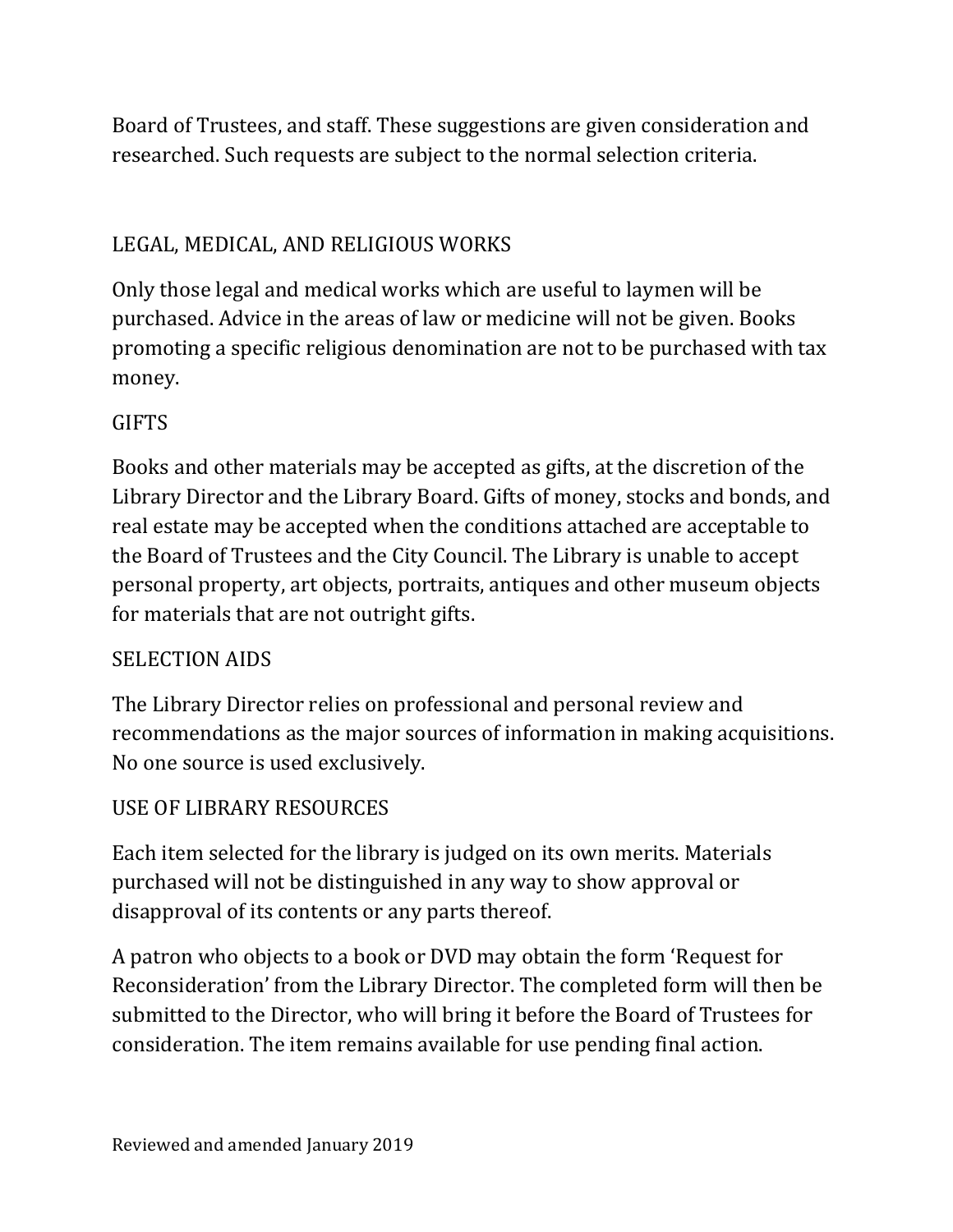Board of Trustees, and staff. These suggestions are given consideration and researched. Such requests are subject to the normal selection criteria.

## LEGAL, MEDICAL, AND RELIGIOUS WORKS

Only those legal and medical works which are useful to laymen will be purchased. Advice in the areas of law or medicine will not be given. Books promoting a specific religious denomination are not to be purchased with tax money.

## GIFTS

Books and other materials may be accepted as gifts, at the discretion of the Library Director and the Library Board. Gifts of money, stocks and bonds, and real estate may be accepted when the conditions attached are acceptable to the Board of Trustees and the City Council. The Library is unable to accept personal property, art objects, portraits, antiques and other museum objects for materials that are not outright gifts.

## SELECTION AIDS

The Library Director relies on professional and personal review and recommendations as the major sources of information in making acquisitions. No one source is used exclusively.

## USE OF LIBRARY RESOURCES

Each item selected for the library is judged on its own merits. Materials purchased will not be distinguished in any way to show approval or disapproval of its contents or any parts thereof.

A patron who objects to a book or DVD may obtain the form 'Request for Reconsideration' from the Library Director. The completed form will then be submitted to the Director, who will bring it before the Board of Trustees for consideration. The item remains available for use pending final action.

Reviewed and amended January 2019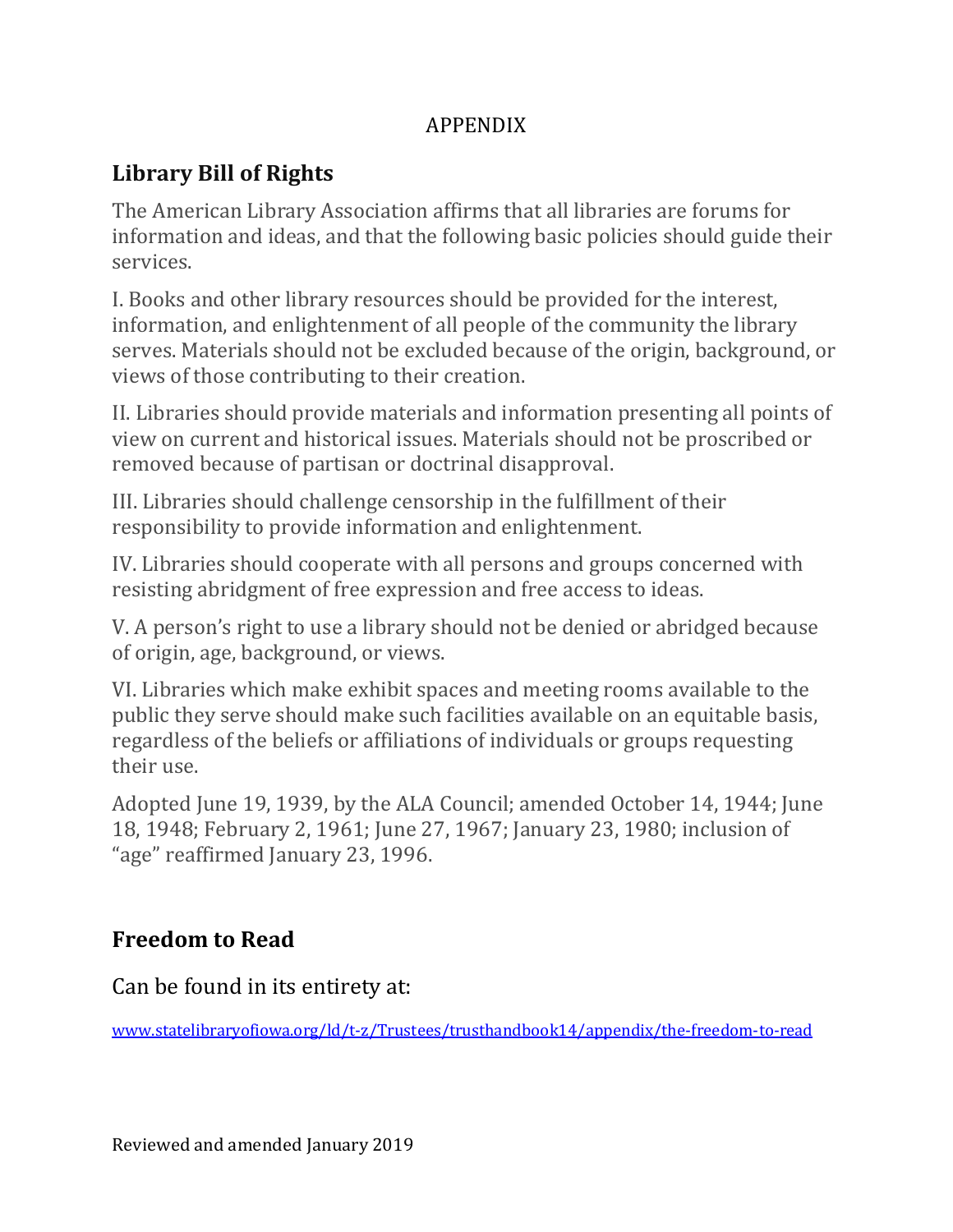APPENDIX

## Library Bill of Rights

The American Library Association affirms that all libraries are forums for information and ideas, and that the following basic policies should guide their services.

I. Books and other library resources should be provided for the interest, information, and enlightenment of all people of the community the library serves. Materials should not be excluded because of the origin, background, or views of those contributing to their creation.

II. Libraries should provide materials and information presenting all points of view on current and historical issues. Materials should not be proscribed or removed because of partisan or doctrinal disapproval.

III. Libraries should challenge censorship in the fulfillment of their responsibility to provide information and enlightenment.

IV. Libraries should cooperate with all persons and groups concerned with resisting abridgment of free expression and free access to ideas.

V. A person's right to use a library should not be denied or abridged because of origin, age, background, or views.

VI. Libraries which make exhibit spaces and meeting rooms available to the public they serve should make such facilities available on an equitable basis, regardless of the beliefs or affiliations of individuals or groups requesting their use.

Adopted June 19, 1939, by the ALA Council; amended October 14, 1944; June 18, 1948; February 2, 1961; June 27, 1967; January 23, 1980; inclusion of "age" reaffirmed January 23, 1996.

## Freedom to Read

Can be found in its entirety at:

[www.statelibraryofiowa.org/ld/t-z/Trustees/trusthandbook14/appendix/the-freedom-to-read](http://www.statelibraryofiowa.org/ld/t-z/Trustees/trusthandbook14/appendix/the-freedom-to-read)

Reviewed and amended January 2019